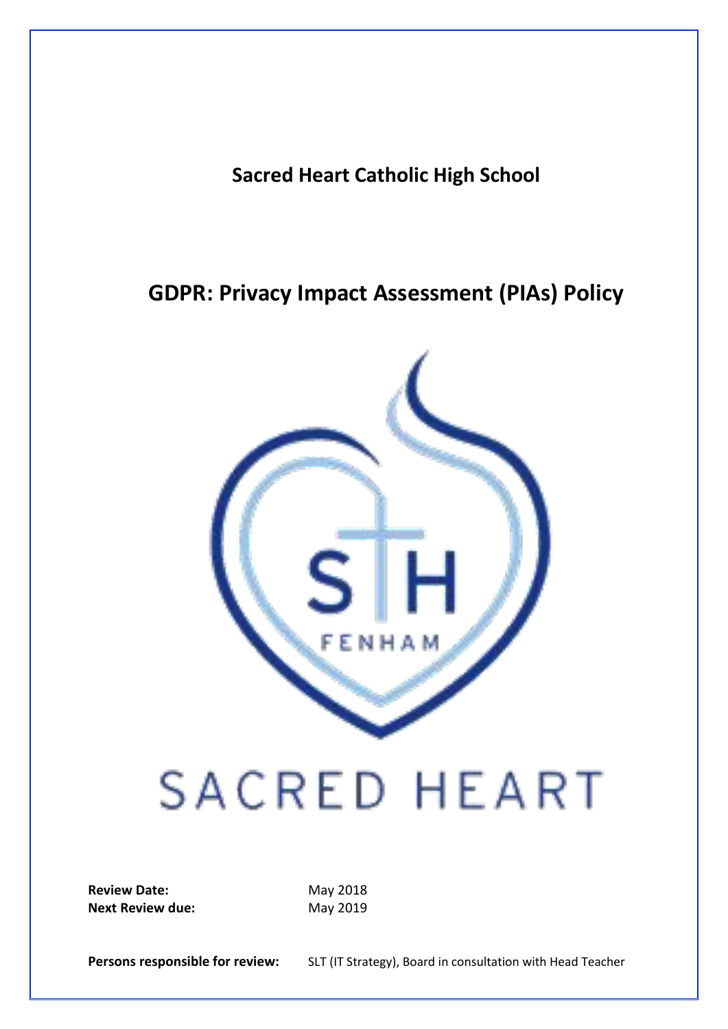# Sacred Heart Catholic High School

## GDPR: Privacy Impact Assessment (PIAs) Policy

**Review Date:** May 2018
**Next Review due:** May 2019

**Persons responsible for review:** SLT (IT Strategy), Board in consultation with Head Teacher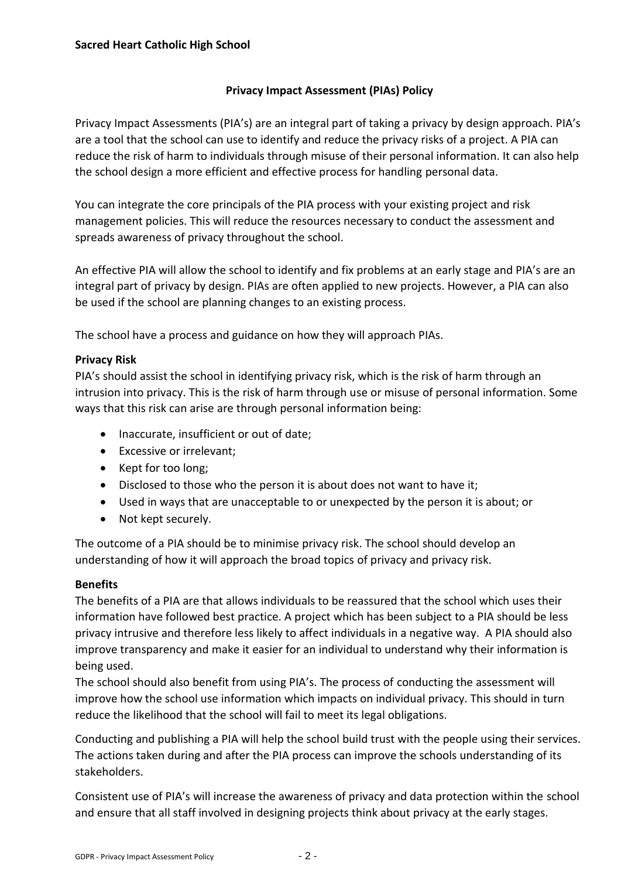**Sacred Heart Catholic High School**

## Privacy Impact Assessment (PIAs) Policy

Privacy Impact Assessments (PIA's) are an integral part of taking a privacy by design approach. PIA's are a tool that the school can use to identify and reduce the privacy risks of a project. A PIA can reduce the risk of harm to individuals through misuse of their personal information. It can also help the school design a more efficient and effective process for handling personal data.

You can integrate the core principals of the PIA process with your existing project and risk management policies. This will reduce the resources necessary to conduct the assessment and spreads awareness of privacy throughout the school.

An effective PIA will allow the school to identify and fix problems at an early stage and PIA's are an integral part of privacy by design. PIAs are often applied to new projects. However, a PIA can also be used if the school are planning changes to an existing process.

The school have a process and guidance on how they will approach PIAs.

### Privacy Risk

PIA's should assist the school in identifying privacy risk, which is the risk of harm through an intrusion into privacy. This is the risk of harm through use or misuse of personal information. Some ways that this risk can arise are through personal information being:

- Inaccurate, insufficient or out of date;
- Excessive or irrelevant;
- Kept for too long;
- Disclosed to those who the person it is about does not want to have it;
- Used in ways that are unacceptable to or unexpected by the person it is about; or
- Not kept securely.

The outcome of a PIA should be to minimise privacy risk. The school should develop an understanding of how it will approach the broad topics of privacy and privacy risk.

### Benefits

The benefits of a PIA are that allows individuals to be reassured that the school which uses their information have followed best practice. A project which has been subject to a PIA should be less privacy intrusive and therefore less likely to affect individuals in a negative way. A PIA should also improve transparency and make it easier for an individual to understand why their information is being used.

The school should also benefit from using PIA's. The process of conducting the assessment will improve how the school use information which impacts on individual privacy. This should in turn reduce the likelihood that the school will fail to meet its legal obligations.

Conducting and publishing a PIA will help the school build trust with the people using their services. The actions taken during and after the PIA process can improve the schools understanding of its stakeholders.

Consistent use of PIA's will increase the awareness of privacy and data protection within the school and ensure that all staff involved in designing projects think about privacy at the early stages.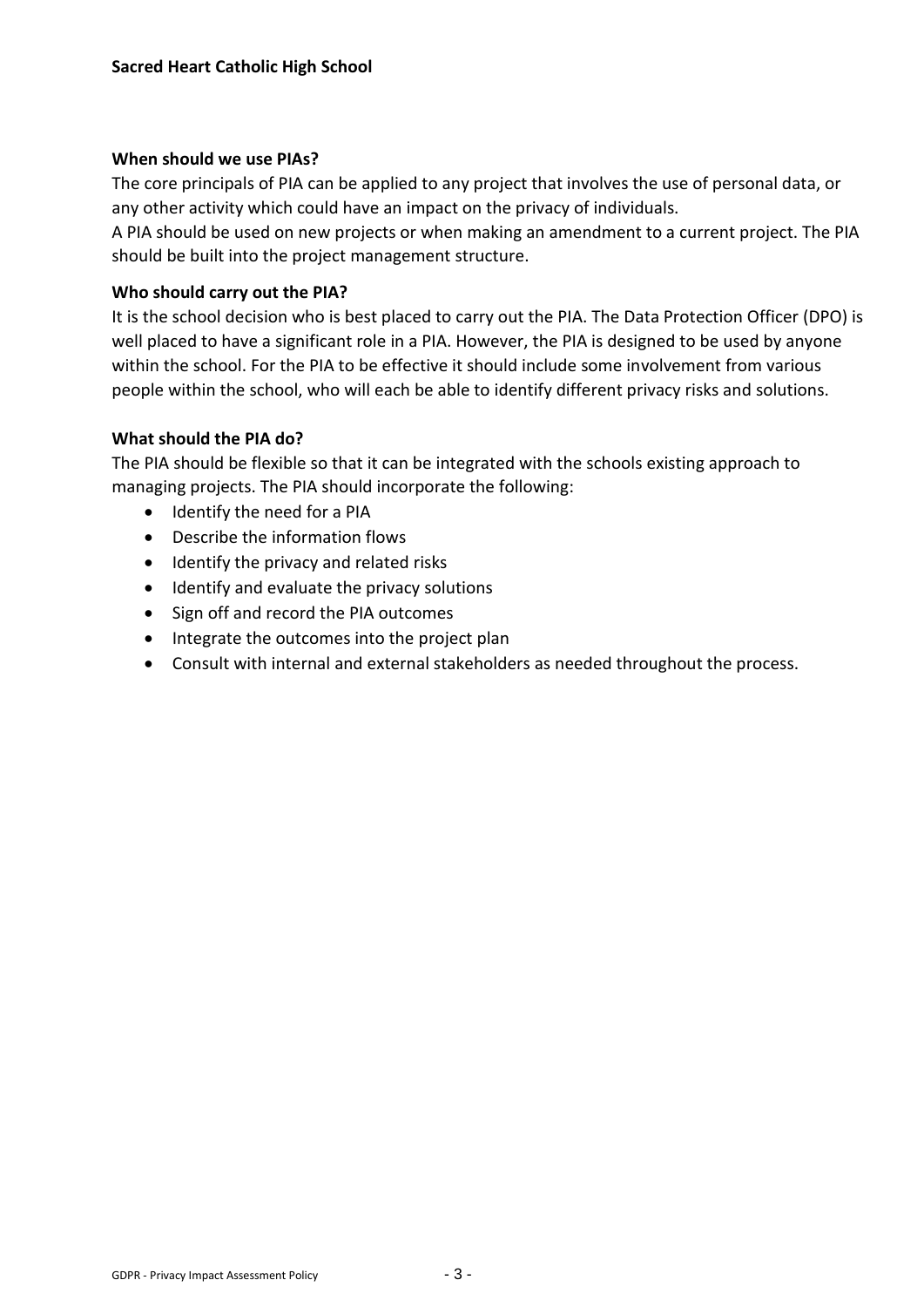#### When should we use PIAs?

The core principals of PIA can be applied to any project that involves the use of personal data, or any other activity which could have an impact on the privacy of individuals.

A PIA should be used on new projects or when making an amendment to a current project. The PIA should be built into the project management structure.

#### Who should carry out the PIA?

It is the school decision who is best placed to carry out the PIA. The Data Protection Officer (DPO) is well placed to have a significant role in a PIA. However, the PIA is designed to be used by anyone within the school. For the PIA to be effective it should include some involvement from various people within the school, who will each be able to identify different privacy risks and solutions.

#### What should the PIA do?

The PIA should be flexible so that it can be integrated with the schools existing approach to managing projects. The PIA should incorporate the following:

- Identify the need for a PIA
- Describe the information flows
- Identify the privacy and related risks
- Identify and evaluate the privacy solutions
- Sign off and record the PIA outcomes
- Integrate the outcomes into the project plan
- Consult with internal and external stakeholders as needed throughout the process.